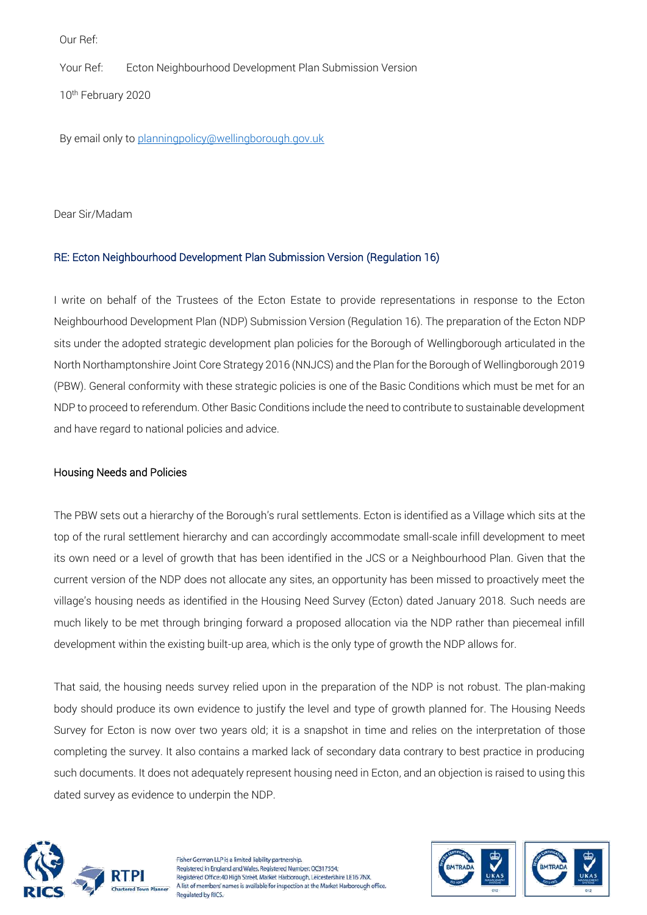Our Ref:

Your Ref: Ecton Neighbourhood Development Plan Submission Version

10th February 2020

By email only to planningpolicy@wellingborough.gov.uk

Dear Sir/Madam

**RE: Ecton Neighbourhood Development Plan Submission Version (Regulation 16)**

I write on behalf of the Trustees of the Ecton Estate to provide representations in response to the Ecton Neighbourhood Development Plan (NDP) Submission Version (Regulation 16). The preparation of the Ecton NDP sits under the adopted strategic development plan policies for the Borough of Wellingborough articulated in the North Northamptonshire Joint Core Strategy 2016 (NNJCS) and the Plan for the Borough of Wellingborough 2019 (PBW). General conformity with these strategic policies is one of the Basic Conditions which must be met for an NDP to proceed to referendum. Other Basic Conditions include the need to contribute to sustainable development and have regard to national policies and advice.

## Housing Needs and Policies

The PBW sets out a hierarchy of the Borough's rural settlements. Ecton is identified as a Village which sits at the top of the rural settlement hierarchy and can accordingly accommodate small-scale infill development to meet its own need or a level of growth that has been identified in the JCS or a Neighbourhood Plan. Given that the current version of the NDP does not allocate any sites, an opportunity has been missed to proactively meet the village's housing needs as identified in the Housing Need Survey (Ecton) dated January 2018. Such needs are much likely to be met through bringing forward a proposed allocation via the NDP rather than piecemeal infill development within the existing built-up area, which is the only type of growth the NDP allows for.

That said, the housing needs survey relied upon in the preparation of the NDP is not robust. The plan-making body should produce its own evidence to justify the level and type of growth planned for. The Housing Needs Survey for Ecton is now over two years old; it is a snapshot in time and relies on the interpretation of those completing the survey. It also contains a marked lack of secondary data contrary to best practice in producing such documents. It does not adequately represent housing need in Ecton, and an objection is raised to using this dated survey as evidence to underpin the NDP.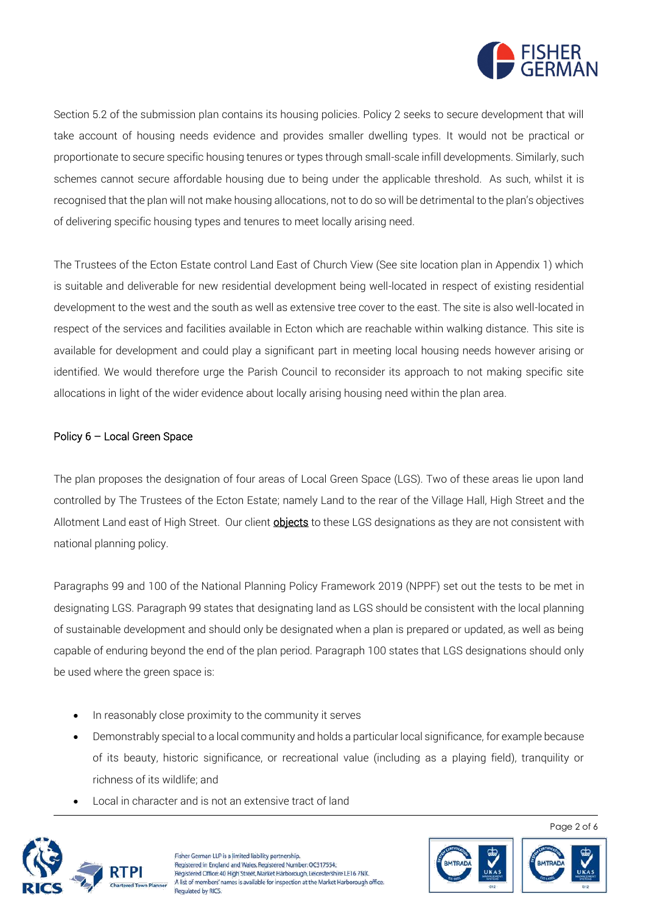Section 5.2 of the submission plan contains its housing policies. Policy 2 seeks to secure development that will take account of housing needs evidence and provides smaller dwelling types. It would not be practical or proportionate to secure specific housing tenures or types through small-scale infill developments. Similarly, such schemes cannot secure affordable housing due to being under the applicable threshold. As such, whilst it is recognised that the plan will not make housing allocations, not to do so will be detrimental to the plan's objectives of delivering specific housing types and tenures to meet locally arising need.

The Trustees of the Ecton Estate control Land East of Church View (See site location plan in Appendix 1) which is suitable and deliverable for new residential development being well-located in respect of existing residential development to the west and the south as well as extensive tree cover to the east. The site is also well-located in respect of the services and facilities available in Ecton which are reachable within walking distance. This site is available for development and could play a significant part in meeting local housing needs however arising or identified. We would therefore urge the Parish Council to reconsider its approach to not making specific site allocations in light of the wider evidence about locally arising housing need within the plan area.

Policy 6 – Local Green Space

The plan proposes the designation of four areas of Local Green Space (LGS). Two of these areas lie upon land controlled by The Trustees of the Ecton Estate; namely Land to the rear of the Village Hall, High Street and the Allotment Land east of High Street. Our client <u>objects</u> to these LGS designations as they are not consistent with national planning policy.

Paragraphs 99 and 100 of the National Planning Policy Framework 2019 (NPPF) set out the tests to be met in designating LGS. Paragraph 99 states that designating land as LGS should be consistent with the local planning of sustainable development and should only be designated when a plan is prepared or updated, as well as being capable of enduring beyond the end of the plan period. Paragraph 100 states that LGS designations should only be used where the green space is:

- In reasonably close proximity to the community it serves
- Demonstrably special to a local community and holds a particular local significance, for example because of its beauty, historic significance, or recreational value (including as a playing field), tranquility or richness of its wildlife; and
- Local in character and is not an extensive tract of land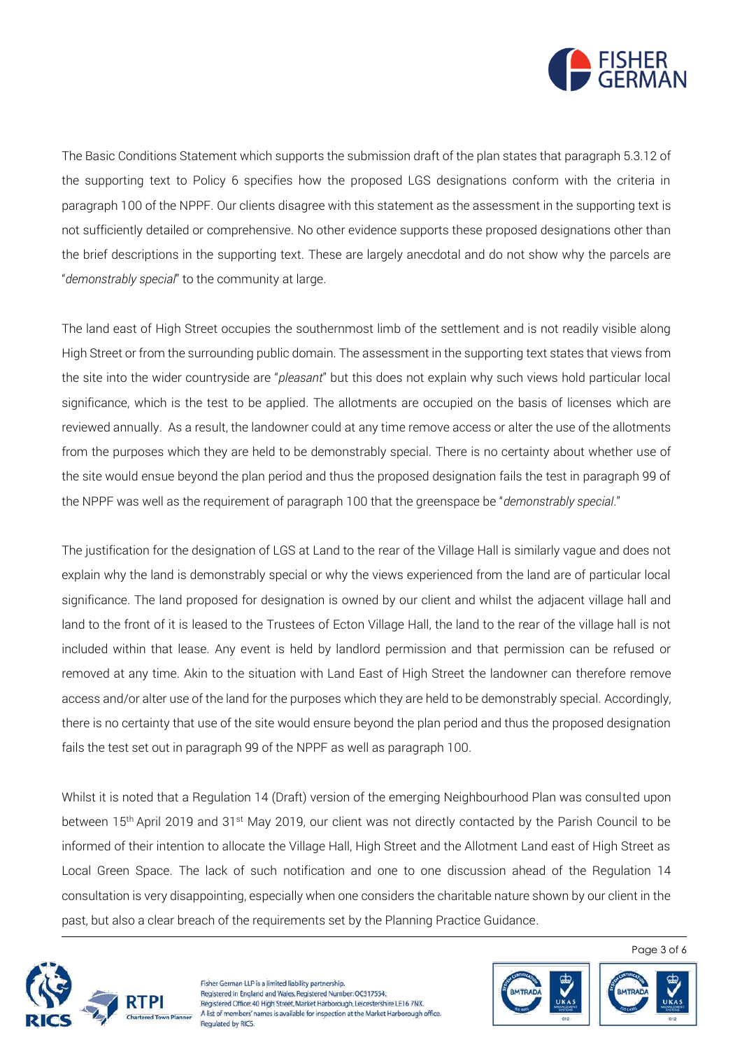The Basic Conditions Statement which supports the submission draft of the plan states that paragraph 5.3.12 of the supporting text to Policy 6 specifies how the proposed LGS designations conform with the criteria in paragraph 100 of the NPPF. Our clients disagree with this statement as the assessment in the supporting text is not sufficiently detailed or comprehensive. No other evidence supports these proposed designations other than the brief descriptions in the supporting text. These are largely anecdotal and do not show why the parcels are "*demonstrably special*" to the community at large.

The land east of High Street occupies the southernmost limb of the settlement and is not readily visible along High Street or from the surrounding public domain. The assessment in the supporting text states that views from the site into the wider countryside are "*pleasant*" but this does not explain why such views hold particular local significance, which is the test to be applied. The allotments are occupied on the basis of licenses which are reviewed annually. As a result, the landowner could at any time remove access or alter the use of the allotments from the purposes which they are held to be demonstrably special. There is no certainty about whether use of the site would ensue beyond the plan period and thus the proposed designation fails the test in paragraph 99 of the NPPF was well as the requirement of paragraph 100 that the greenspace be "*demonstrably special*."

The justification for the designation of LGS at Land to the rear of the Village Hall is similarly vague and does not explain why the land is demonstrably special or why the views experienced from the land are of particular local significance. The land proposed for designation is owned by our client and whilst the adjacent village hall and land to the front of it is leased to the Trustees of Ecton Village Hall, the land to the rear of the village hall is not included within that lease. Any event is held by landlord permission and that permission can be refused or removed at any time. Akin to the situation with Land East of High Street the landowner can therefore remove access and/or alter use of the land for the purposes which they are held to be demonstrably special. Accordingly, there is no certainty that use of the site would ensure beyond the plan period and thus the proposed designation fails the test set out in paragraph 99 of the NPPF as well as paragraph 100.

Whilst it is noted that a Regulation 14 (Draft) version of the emerging Neighbourhood Plan was consulted upon between 15th April 2019 and 31st May 2019, our client was not directly contacted by the Parish Council to be informed of their intention to allocate the Village Hall, High Street and the Allotment Land east of High Street as Local Green Space. The lack of such notification and one to one discussion ahead of the Regulation 14 consultation is very disappointing, especially when one considers the charitable nature shown by our client in the past, but also a clear breach of the requirements set by the Planning Practice Guidance.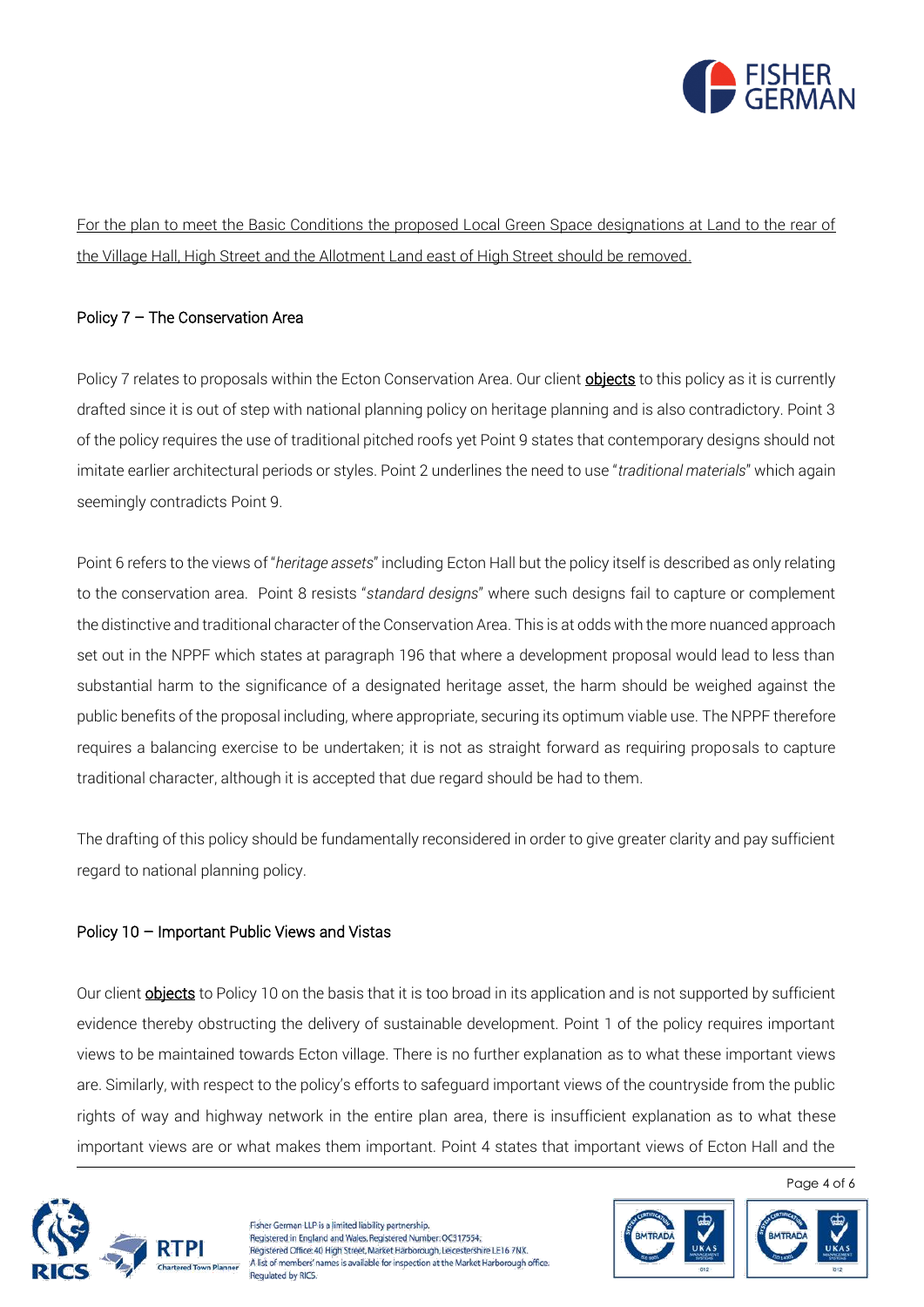<u>For the plan to meet the Basic Conditions the proposed Local Green Space designations at Land to the rear of the Village Hall, High Street and the Allotment Land east of High Street should be removed.</u>

### Policy 7 – The Conservation Area

Policy 7 relates to proposals within the Ecton Conservation Area. Our client **<u>objects</u>** to this policy as it is currently drafted since it is out of step with national planning policy on heritage planning and is also contradictory. Point 3 of the policy requires the use of traditional pitched roofs yet Point 9 states that contemporary designs should not imitate earlier architectural periods or styles. Point 2 underlines the need to use "*traditional materials*" which again seemingly contradicts Point 9.

Point 6 refers to the views of "*heritage assets*" including Ecton Hall but the policy itself is described as only relating to the conservation area. Point 8 resists "*standard designs*" where such designs fail to capture or complement the distinctive and traditional character of the Conservation Area. This is at odds with the more nuanced approach set out in the NPPF which states at paragraph 196 that where a development proposal would lead to less than substantial harm to the significance of a designated heritage asset, the harm should be weighed against the public benefits of the proposal including, where appropriate, securing its optimum viable use. The NPPF therefore requires a balancing exercise to be undertaken; it is not as straight forward as requiring proposals to capture traditional character, although it is accepted that due regard should be had to them.

The drafting of this policy should be fundamentally reconsidered in order to give greater clarity and pay sufficient regard to national planning policy.

### Policy 10 – Important Public Views and Vistas

Our client **<u>objects</u>** to Policy 10 on the basis that it is too broad in its application and is not supported by sufficient evidence thereby obstructing the delivery of sustainable development. Point 1 of the policy requires important views to be maintained towards Ecton village. There is no further explanation as to what these important views are. Similarly, with respect to the policy's efforts to safeguard important views of the countryside from the public rights of way and highway network in the entire plan area, there is insufficient explanation as to what these important views are or what makes them important. Point 4 states that important views of Ecton Hall and the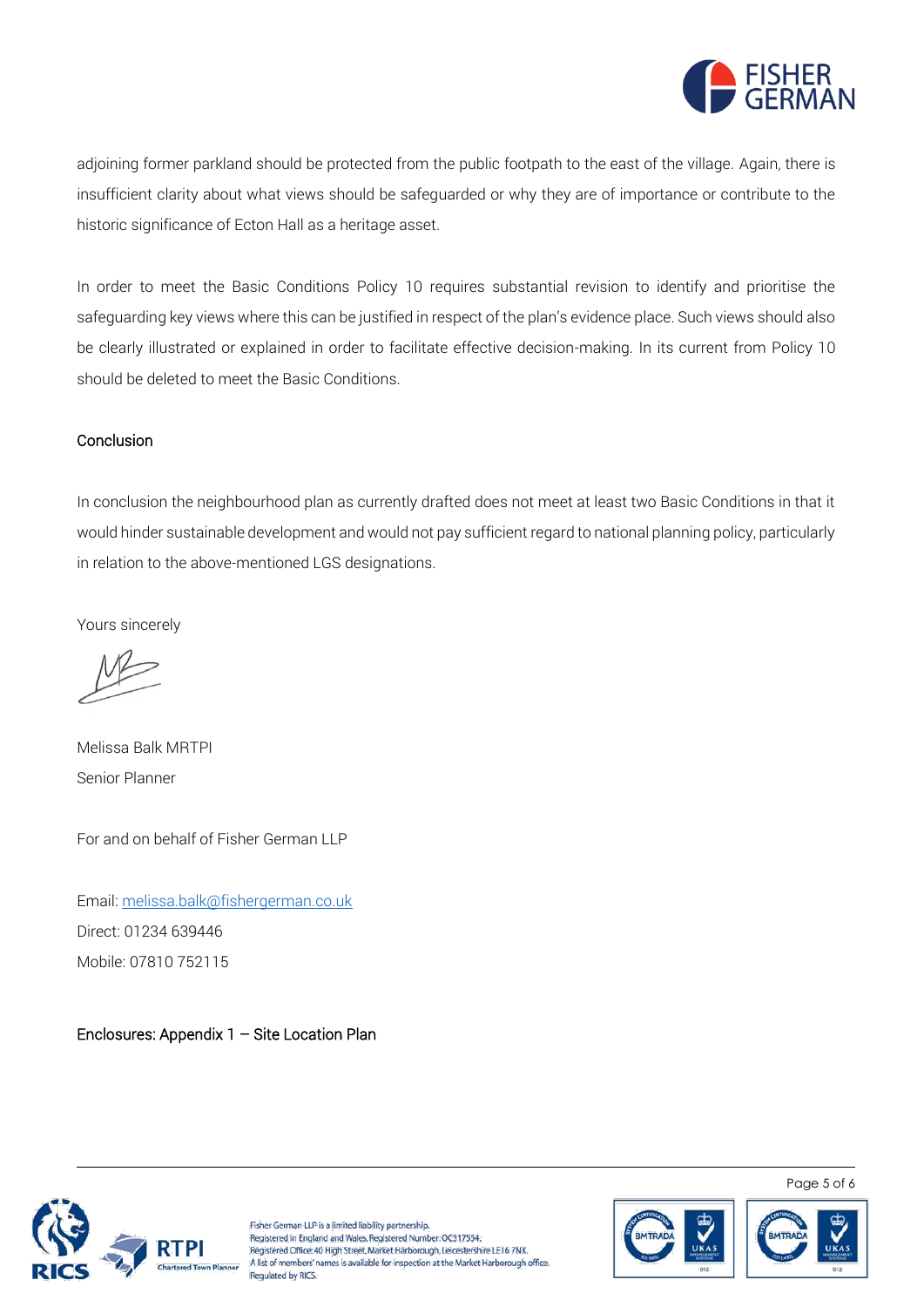adjoining former parkland should be protected from the public footpath to the east of the village. Again, there is insufficient clarity about what views should be safeguarded or why they are of importance or contribute to the historic significance of Ecton Hall as a heritage asset.

In order to meet the Basic Conditions Policy 10 requires substantial revision to identify and prioritise the safeguarding key views where this can be justified in respect of the plan's evidence place. Such views should also be clearly illustrated or explained in order to facilitate effective decision-making. In its current from Policy 10 should be deleted to meet the Basic Conditions.

## Conclusion

In conclusion the neighbourhood plan as currently drafted does not meet at least two Basic Conditions in that it would hinder sustainable development and would not pay sufficient regard to national planning policy, particularly in relation to the above-mentioned LGS designations.

Yours sincerely

Melissa Balk MRTPI
Senior Planner

For and on behalf of Fisher German LLP

Email: melissa.balk@fishergerman.co.uk
Direct: 01234 639446
Mobile: 07810 752115

Enclosures: Appendix 1 – Site Location Plan

Fisher German LLP is a limited liability partnership.
Registered in England and Wales. Registered Number: OC317554.
Registered Office: 40 High Street, Market Harborough, Leicestershire LE16 7NX.
A list of members' names is available for inspection at the Market Harborough office.
Regulated by RICS.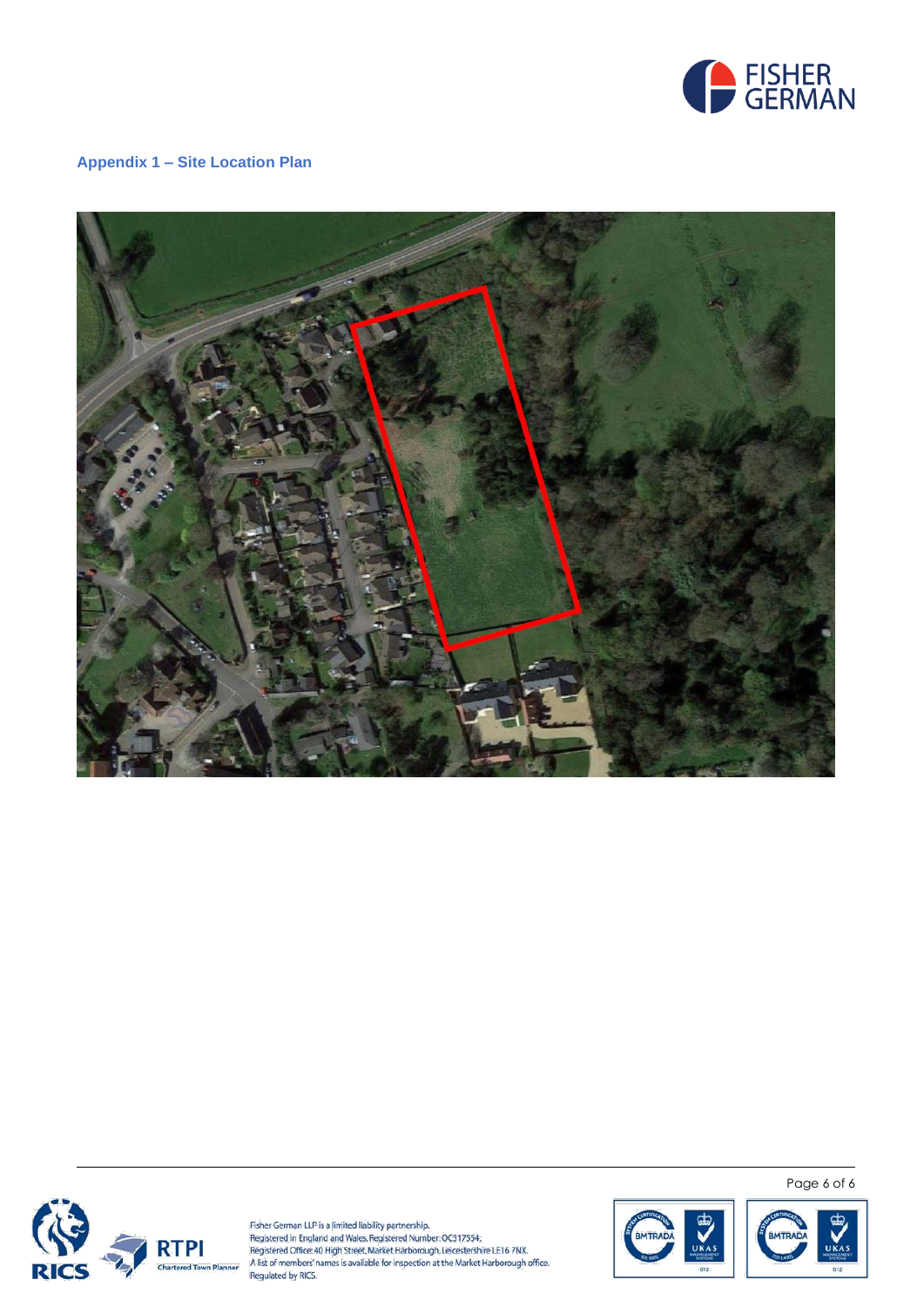## Appendix 1 – Site Location Plan